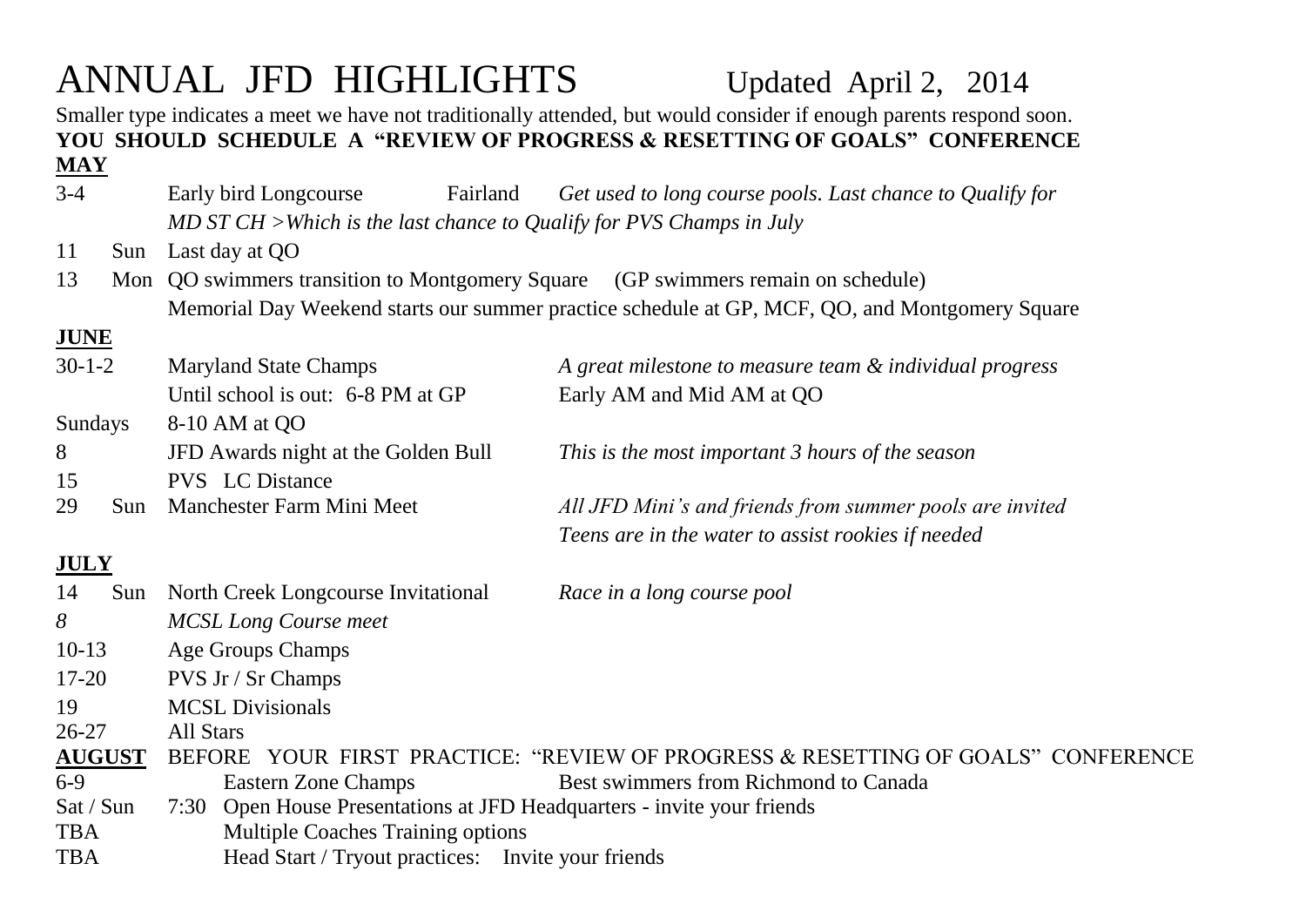# ANNUAL JFD HIGHLIGHTS

Updated April 2, 2014

Smaller type indicates a meet we have not traditionally attended, but would consider if enough parents respond soon.

**YOU SHOULD SCHEDULE A "REVIEW OF PROGRESS & RESETTING OF GOALS" CONFERENCE**

**MAY**

| Date | Day | Event | Location / Notes |
|---|---|---|---|
| 3-4 | | Early bird Longcourse | Fairland *Get used to long course pools. Last chance to Qualify for MD ST CH >Which is the last chance to Qualify for PVS Champs in July* |
| 11 | Sun | Last day at QO | |
| 13 | Mon | QO swimmers transition to Montgomery Square | (GP swimmers remain on schedule) |
| | | Memorial Day Weekend starts our summer practice schedule at GP, MCF, QO, and Montgomery Square | |

**JUNE**

| Date | Day | Event | Notes |
|---|---|---|---|
| 30-1-2 | | Maryland State Champs | *A great milestone to measure team & individual progress* |
| | | Until school is out: 6-8 PM at GP | Early AM and Mid AM at QO |
| Sundays | | 8-10 AM at QO | |
| 8 | | JFD Awards night at the Golden Bull | *This is the most important 3 hours of the season* |
| 15 | | PVS LC Distance | |
| 29 | Sun | Manchester Farm Mini Meet | *All JFD Mini's and friends from summer pools are invited* *Teens are in the water to assist rookies if needed* |

**JULY**

| Date | Day | Event | Notes |
|---|---|---|---|
| 14 | Sun | North Creek Longcourse Invitational | *Race in a long course pool* |
| *8* | | *MCSL Long Course meet* | |
| 10-13 | | Age Groups Champs | |
| 17-20 | | PVS Jr / Sr Champs | |
| 19 | | MCSL Divisionals | |
| 26-27 | | All Stars | |

**AUGUST** BEFORE YOUR FIRST PRACTICE: "REVIEW OF PROGRESS & RESETTING OF GOALS" CONFERENCE

| Date | Time | Event | Notes |
|---|---|---|---|
| 6-9 | | Eastern Zone Champs | Best swimmers from Richmond to Canada |
| Sat / Sun | 7:30 | Open House Presentations at JFD Headquarters - invite your friends | |
| TBA | | Multiple Coaches Training options | |
| TBA | | Head Start / Tryout practices: | Invite your friends |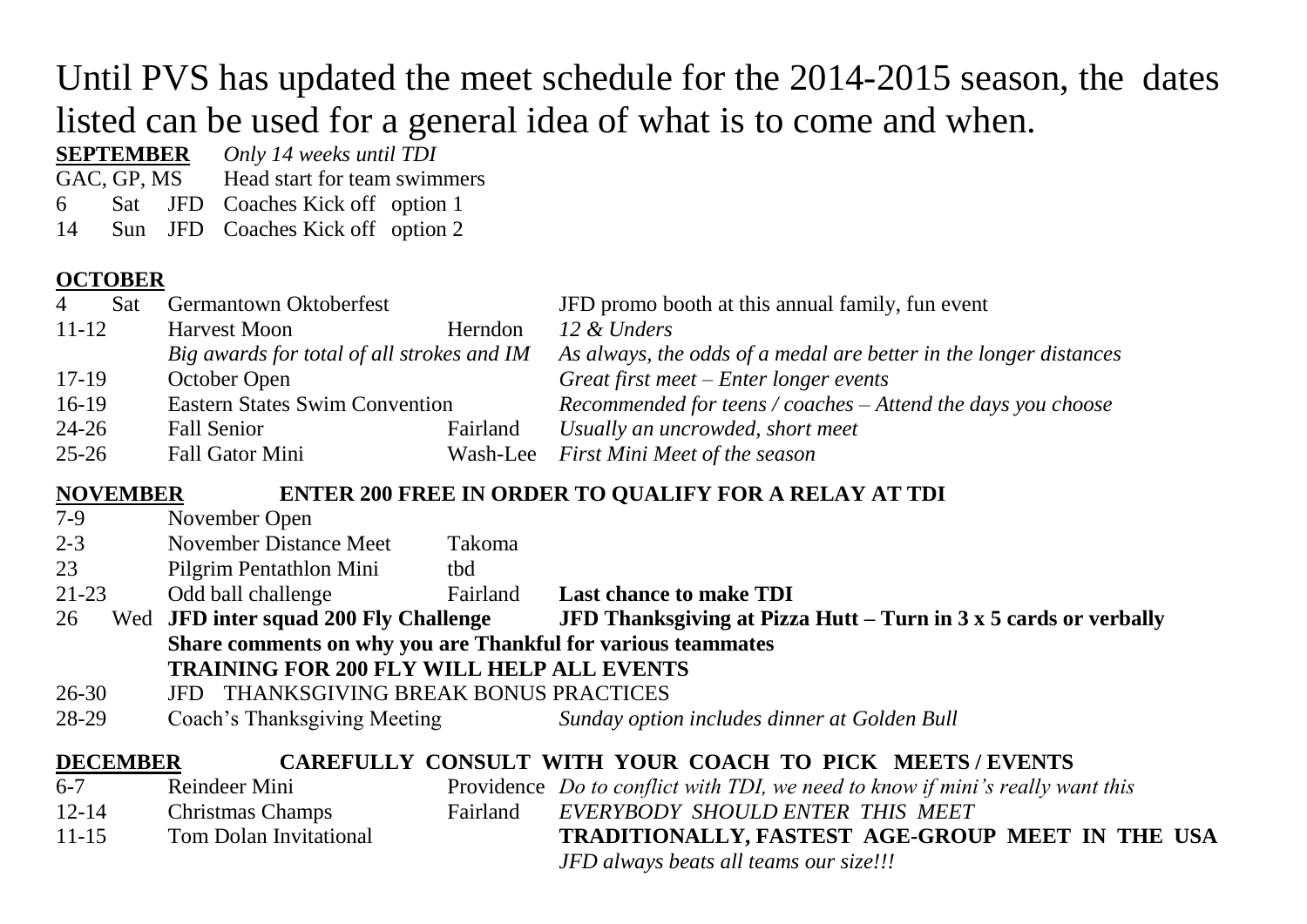# Until PVS has updated the meet schedule for the 2014-2015 season, the dates listed can be used for a general idea of what is to come and when.

**SEPTEMBER** *Only 14 weeks until TDI*

GAC, GP, MS Head start for team swimmers

| | | | | | |
|---|---|---|---|---|---|
| 6 | Sat | JFD | Coaches Kick off option 1 | | |
| 14 | Sun | JFD | Coaches Kick off option 2 | | |

**OCTOBER**

| Date | Day | Event | Location | Notes |
|---|---|---|---|---|
| 4 | Sat | Germantown Oktoberfest | | JFD promo booth at this annual family, fun event |
| 11-12 | | Harvest Moon | Herndon | *12 & Unders* |
| | | *Big awards for total of all strokes and IM* | | *As always, the odds of a medal are better in the longer distances* |
| 17-19 | | October Open | | *Great first meet – Enter longer events* |
| 16-19 | | Eastern States Swim Convention | | *Recommended for teens / coaches – Attend the days you choose* |
| 24-26 | | Fall Senior | Fairland | *Usually an uncrowded, short meet* |
| 25-26 | | Fall Gator Mini | Wash-Lee | *First Mini Meet of the season* |

**NOVEMBER** **ENTER 200 FREE IN ORDER TO QUALIFY FOR A RELAY AT TDI**

| Date | Day | Event | Location | Notes |
|---|---|---|---|---|
| 7-9 | | November Open | | |
| 2-3 | | November Distance Meet | Takoma | |
| 23 | | Pilgrim Pentathlon Mini | tbd | |
| 21-23 | | Odd ball challenge | Fairland | **Last chance to make TDI** |
| 26 | Wed | **JFD inter squad 200 Fly Challenge** | | **JFD Thanksgiving at Pizza Hutt – Turn in 3 x 5 cards or verbally** |
| | | **Share comments on why you are Thankful for various teammates** | | |
| | | **TRAINING FOR 200 FLY WILL HELP ALL EVENTS** | | |
| 26-30 | | JFD THANKSGIVING BREAK BONUS PRACTICES | | |
| 28-29 | | Coach's Thanksgiving Meeting | | *Sunday option includes dinner at Golden Bull* |

**DECEMBER** **CAREFULLY CONSULT WITH YOUR COACH TO PICK MEETS / EVENTS**

| Date | Event | Location | Notes |
|---|---|---|---|
| 6-7 | Reindeer Mini | Providence | *Do to conflict with TDI, we need to know if mini's really want this* |
| 12-14 | Christmas Champs | Fairland | *EVERYBODY SHOULD ENTER THIS MEET* |
| 11-15 | Tom Dolan Invitational | | **TRADITIONALLY, FASTEST AGE-GROUP MEET IN THE USA** *JFD always beats all teams our size!!!* |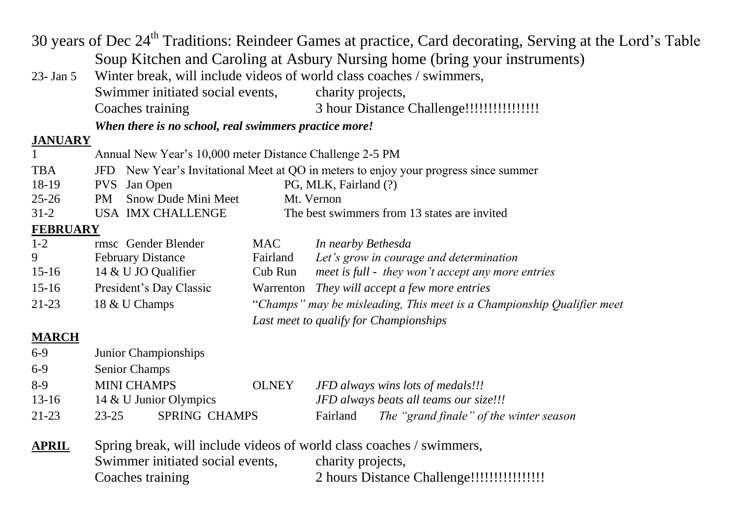30 years of Dec 24th Traditions: Reindeer Games at practice, Card decorating, Serving at the Lord's Table Soup Kitchen and Caroling at Asbury Nursing home (bring your instruments)

23- Jan 5 Winter break, will include videos of world class coaches / swimmers,
Swimmer initiated social events, charity projects,
Coaches training 3 hour Distance Challenge!!!!!!!!!!!!!!!

***When there is no school, real swimmers practice more!***

**JANUARY**

| | | | |
|---|---|---|---|
| 1 | Annual New Year's 10,000 meter Distance Challenge 2-5 PM | | |
| TBA | JFD New Year's Invitational Meet at QO in meters to enjoy your progress since summer | | |
| 18-19 | PVS Jan Open | PG, MLK, Fairland (?) | |
| 25-26 | PM Snow Dude Mini Meet | Mt. Vernon | |
| 31-2 | USA IMX CHALLENGE | The best swimmers from 13 states are invited | |

**FEBRUARY**

| | | | |
|---|---|---|---|
| 1-2 | rmsc Gender Blender | MAC | *In nearby Bethesda* |
| 9 | February Distance | Fairland | *Let's grow in courage and determination* |
| 15-16 | 14 & U JO Qualifier | Cub Run | *meet is full - they won't accept any more entries* |
| 15-16 | President's Day Classic | Warrenton | *They will accept a few more entries* |
| 21-23 | 18 & U Champs | | "*Champs" may be misleading, This meet is a Championship Qualifier meet*<br>*Last meet to qualify for Championships* |

**MARCH**

| | | | |
|---|---|---|---|
| 6-9 | Junior Championships | | |
| 6-9 | Senior Champs | | |
| 8-9 | MINI CHAMPS | OLNEY | *JFD always wins lots of medals!!!* |
| 13-16 | 14 & U Junior Olympics | | *JFD always beats all teams our size!!!* |
| 21-23 | 23-25 SPRING CHAMPS | Fairland | *The "grand finale" of the winter season* |

**APRIL** Spring break, will include videos of world class coaches / swimmers,
Swimmer initiated social events, charity projects,
Coaches training 2 hours Distance Challenge!!!!!!!!!!!!!!!!